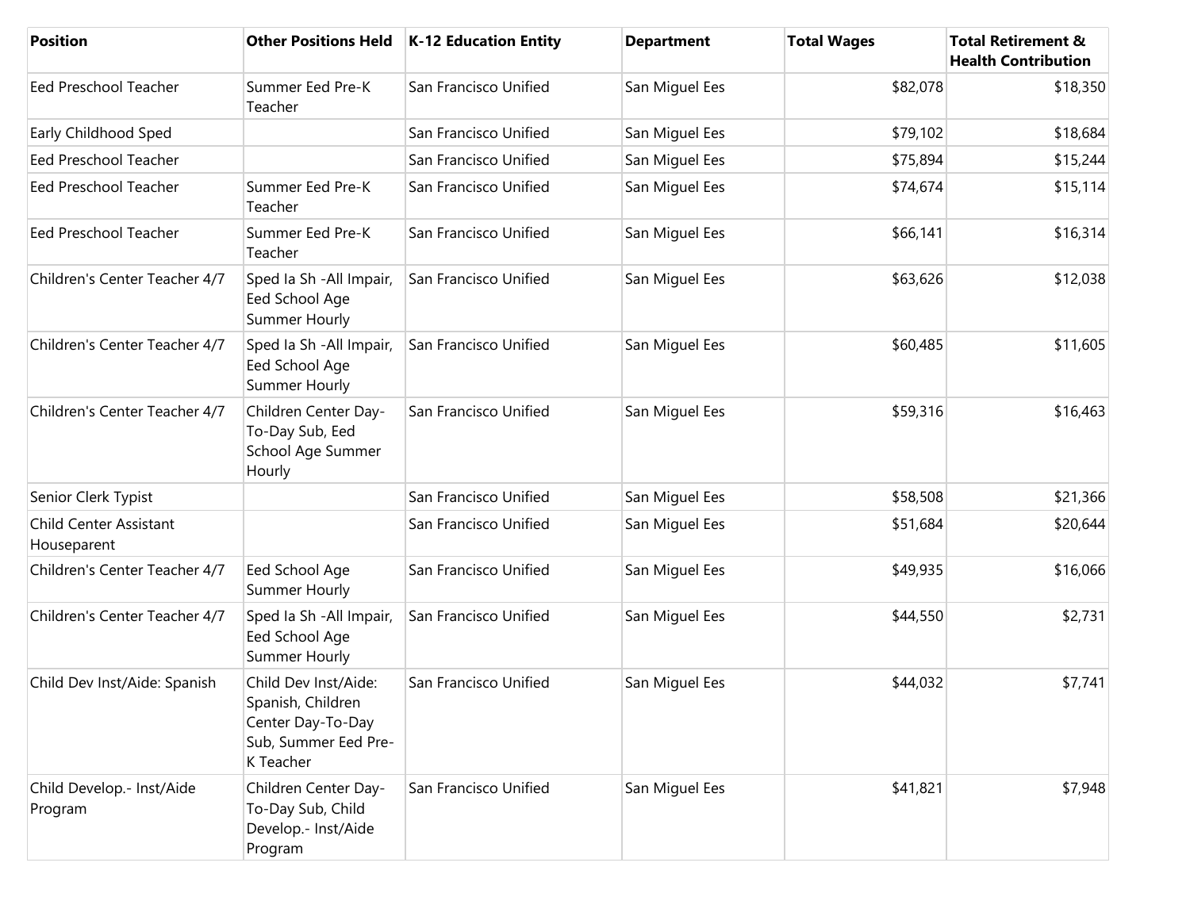| Position | Other Positions Held | K-12 Education Entity | Department | Total Wages | Total Retirement & Health Contribution |
| --- | --- | --- | --- | --- | --- |
| Eed Preschool Teacher | Summer Eed Pre-K Teacher | San Francisco Unified | San Miguel Ees | $82,078 | $18,350 |
| Early Childhood Sped | | San Francisco Unified | San Miguel Ees | $79,102 | $18,684 |
| Eed Preschool Teacher | | San Francisco Unified | San Miguel Ees | $75,894 | $15,244 |
| Eed Preschool Teacher | Summer Eed Pre-K Teacher | San Francisco Unified | San Miguel Ees | $74,674 | $15,114 |
| Eed Preschool Teacher | Summer Eed Pre-K Teacher | San Francisco Unified | San Miguel Ees | $66,141 | $16,314 |
| Children's Center Teacher 4/7 | Sped Ia Sh -All Impair, Eed School Age Summer Hourly | San Francisco Unified | San Miguel Ees | $63,626 | $12,038 |
| Children's Center Teacher 4/7 | Sped Ia Sh -All Impair, Eed School Age Summer Hourly | San Francisco Unified | San Miguel Ees | $60,485 | $11,605 |
| Children's Center Teacher 4/7 | Children Center Day-To-Day Sub, Eed School Age Summer Hourly | San Francisco Unified | San Miguel Ees | $59,316 | $16,463 |
| Senior Clerk Typist | | San Francisco Unified | San Miguel Ees | $58,508 | $21,366 |
| Child Center Assistant Houseparent | | San Francisco Unified | San Miguel Ees | $51,684 | $20,644 |
| Children's Center Teacher 4/7 | Eed School Age Summer Hourly | San Francisco Unified | San Miguel Ees | $49,935 | $16,066 |
| Children's Center Teacher 4/7 | Sped Ia Sh -All Impair, Eed School Age Summer Hourly | San Francisco Unified | San Miguel Ees | $44,550 | $2,731 |
| Child Dev Inst/Aide: Spanish | Child Dev Inst/Aide: Spanish, Children Center Day-To-Day Sub, Summer Eed Pre-K Teacher | San Francisco Unified | San Miguel Ees | $44,032 | $7,741 |
| Child Develop.- Inst/Aide Program | Children Center Day-To-Day Sub, Child Develop.- Inst/Aide Program | San Francisco Unified | San Miguel Ees | $41,821 | $7,948 |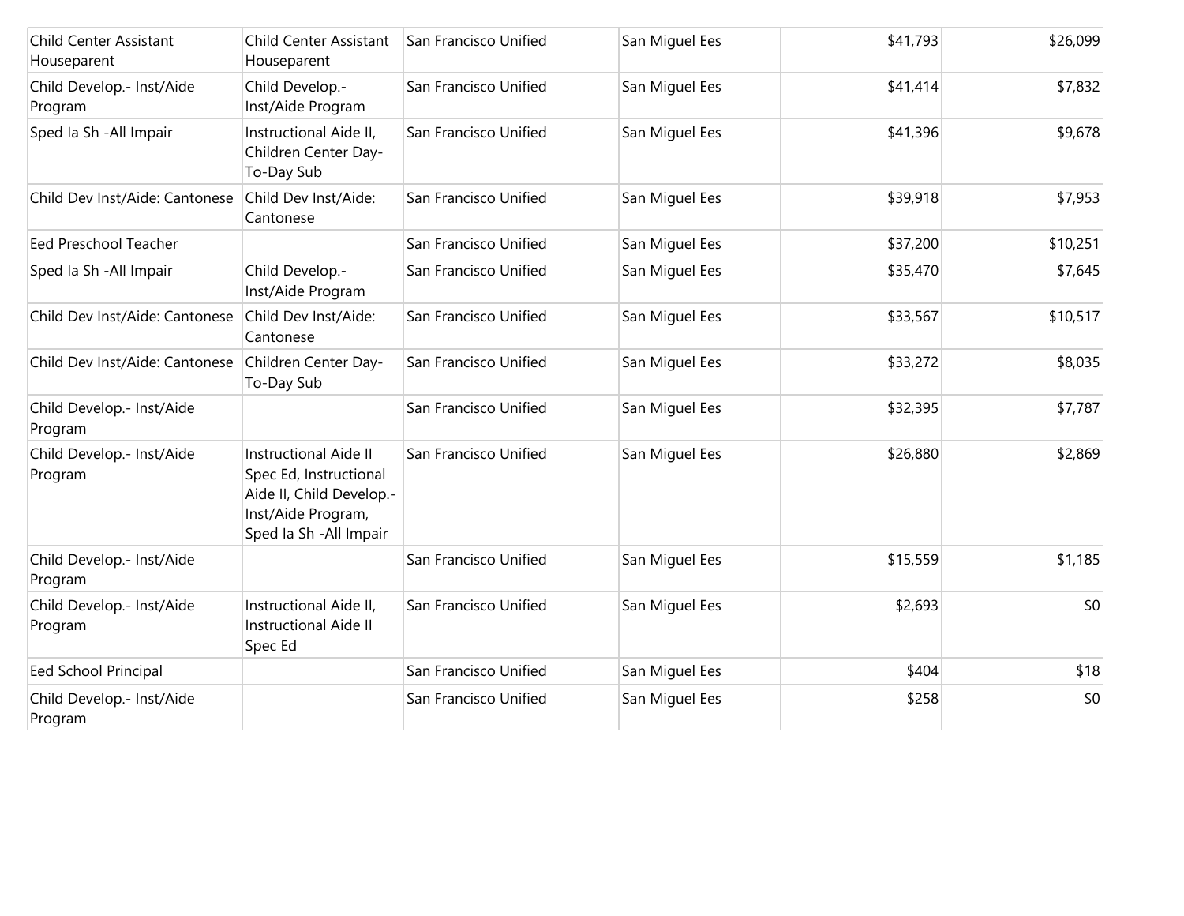| | | | | | |
|---|---|---|---|---|---|
| Child Center Assistant Houseparent | Child Center Assistant Houseparent | San Francisco Unified | San Miguel Ees | $41,793 | $26,099 |
| Child Develop.- Inst/Aide Program | Child Develop.- Inst/Aide Program | San Francisco Unified | San Miguel Ees | $41,414 | $7,832 |
| Sped Ia Sh -All Impair | Instructional Aide II, Children Center Day-To-Day Sub | San Francisco Unified | San Miguel Ees | $41,396 | $9,678 |
| Child Dev Inst/Aide: Cantonese | Child Dev Inst/Aide: Cantonese | San Francisco Unified | San Miguel Ees | $39,918 | $7,953 |
| Eed Preschool Teacher | | San Francisco Unified | San Miguel Ees | $37,200 | $10,251 |
| Sped Ia Sh -All Impair | Child Develop.- Inst/Aide Program | San Francisco Unified | San Miguel Ees | $35,470 | $7,645 |
| Child Dev Inst/Aide: Cantonese | Child Dev Inst/Aide: Cantonese | San Francisco Unified | San Miguel Ees | $33,567 | $10,517 |
| Child Dev Inst/Aide: Cantonese | Children Center Day-To-Day Sub | San Francisco Unified | San Miguel Ees | $33,272 | $8,035 |
| Child Develop.- Inst/Aide Program | | San Francisco Unified | San Miguel Ees | $32,395 | $7,787 |
| Child Develop.- Inst/Aide Program | Instructional Aide II Spec Ed, Instructional Aide II, Child Develop.- Inst/Aide Program, Sped Ia Sh -All Impair | San Francisco Unified | San Miguel Ees | $26,880 | $2,869 |
| Child Develop.- Inst/Aide Program | | San Francisco Unified | San Miguel Ees | $15,559 | $1,185 |
| Child Develop.- Inst/Aide Program | Instructional Aide II, Instructional Aide II Spec Ed | San Francisco Unified | San Miguel Ees | $2,693 | $0 |
| Eed School Principal | | San Francisco Unified | San Miguel Ees | $404 | $18 |
| Child Develop.- Inst/Aide Program | | San Francisco Unified | San Miguel Ees | $258 | $0 |